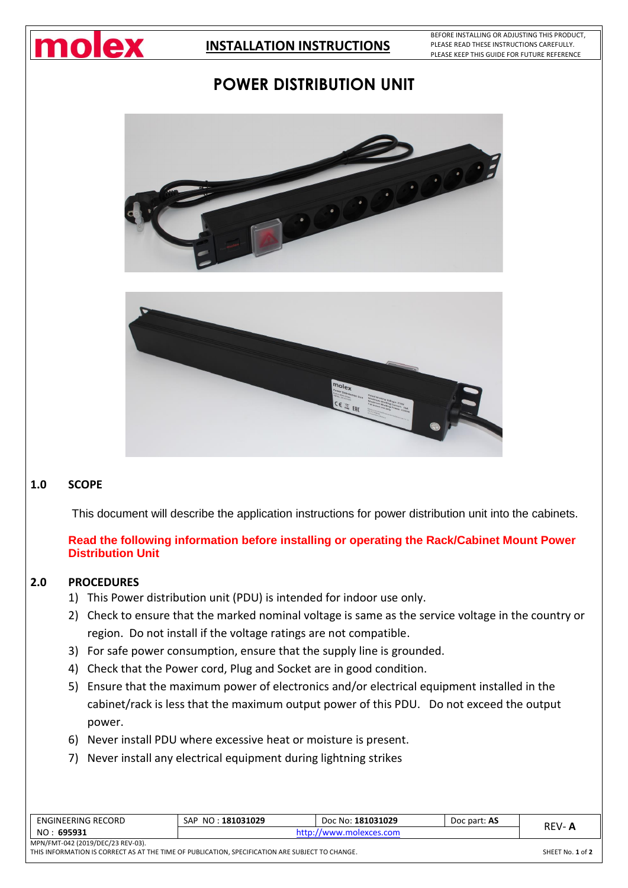**INSTALLATION INSTRUCTIONS**

BEFORE INSTALLING OR ADJUSTING THIS PRODUCT, PLEASE READ THESE INSTRUCTIONS CAREFULLY. PLEASE KEEP THIS GUIDE FOR FUTURE REFERENCE

# POWER DISTRIBUTION UNIT

## 1.0 SCOPE

This document will describe the application instructions for power distribution unit into the cabinets.

**Read the following information before installing or operating the Rack/Cabinet Mount Power Distribution Unit**

## 2.0 PROCEDURES

1) This Power distribution unit (PDU) is intended for indoor use only.
2) Check to ensure that the marked nominal voltage is same as the service voltage in the country or region. Do not install if the voltage ratings are not compatible.
3) For safe power consumption, ensure that the supply line is grounded.
4) Check that the Power cord, Plug and Socket are in good condition.
5) Ensure that the maximum power of electronics and/or electrical equipment installed in the cabinet/rack is less that the maximum output power of this PDU. Do not exceed the output power.
6) Never install PDU where excessive heat or moisture is present.
7) Never install any electrical equipment during lightning strikes

| ENGINEERING RECORD NO : **695931** | SAP NO : **181031029** | Doc No: **181031029** | Doc part: **AS** | REV- **A** |
|---|---|---|---|---|
| | http://www.molexces.com | | | |

MPN/FMT-042 (2019/DEC/23 REV-03).
THIS INFORMATION IS CORRECT AS AT THE TIME OF PUBLICATION, SPECIFICATION ARE SUBJECT TO CHANGE.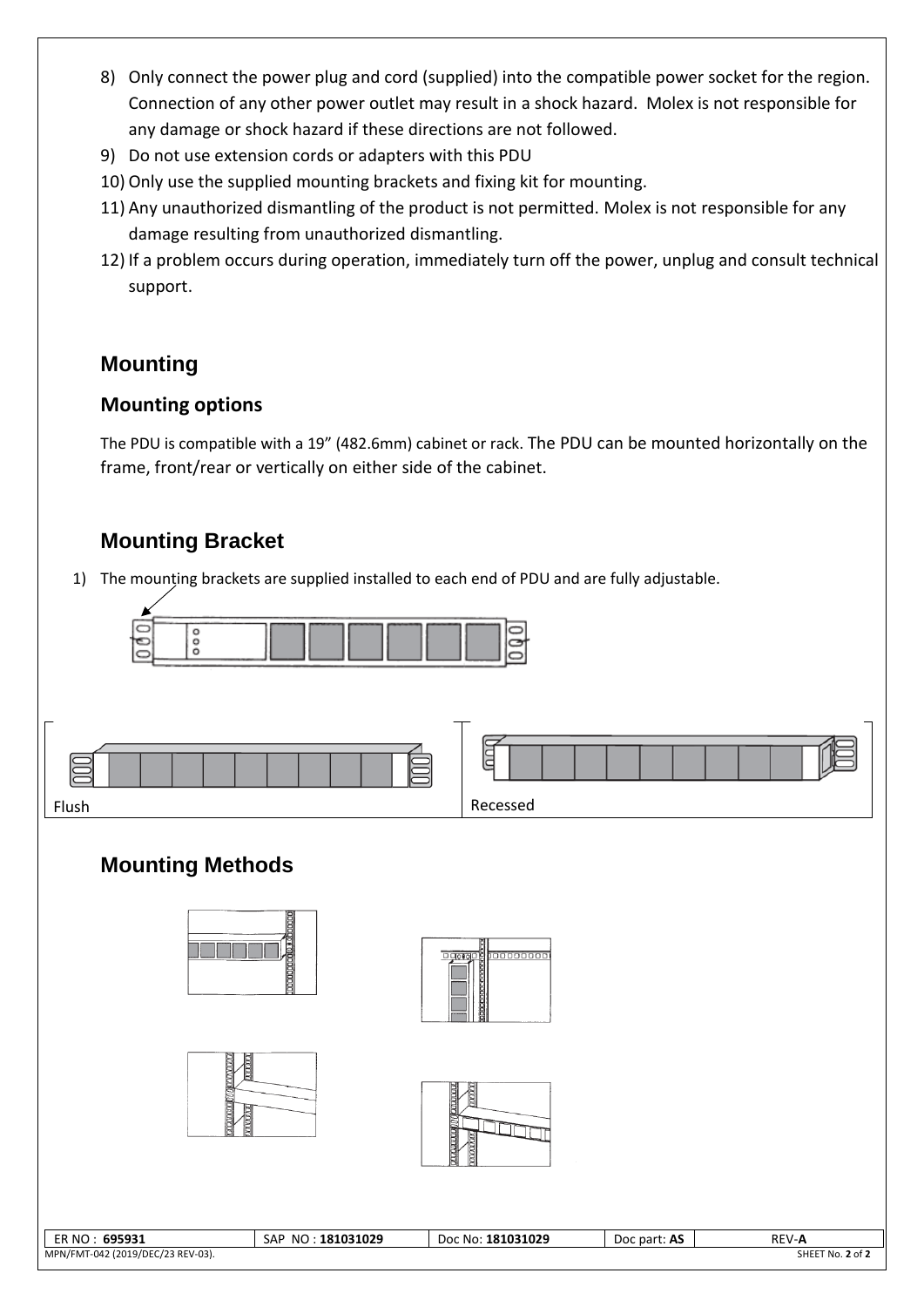8) Only connect the power plug and cord (supplied) into the compatible power socket for the region. Connection of any other power outlet may result in a shock hazard. Molex is not responsible for any damage or shock hazard if these directions are not followed.
9) Do not use extension cords or adapters with this PDU
10) Only use the supplied mounting brackets and fixing kit for mounting.
11) Any unauthorized dismantling of the product is not permitted. Molex is not responsible for any damage resulting from unauthorized dismantling.
12) If a problem occurs during operation, immediately turn off the power, unplug and consult technical support.

# Mounting

## Mounting options

The PDU is compatible with a 19" (482.6mm) cabinet or rack. The PDU can be mounted horizontally on the frame, front/rear or vertically on either side of the cabinet.

# Mounting Bracket

1) The mounting brackets are supplied installed to each end of PDU and are fully adjustable.

Flush

Recessed

# Mounting Methods

| ER NO : **695931** | SAP NO : **181031029** | Doc No: **181031029** | Doc part: **AS** | REV-**A** |
|---|---|---|---|---|

MPN/FMT-042 (2019/DEC/23 REV-03).